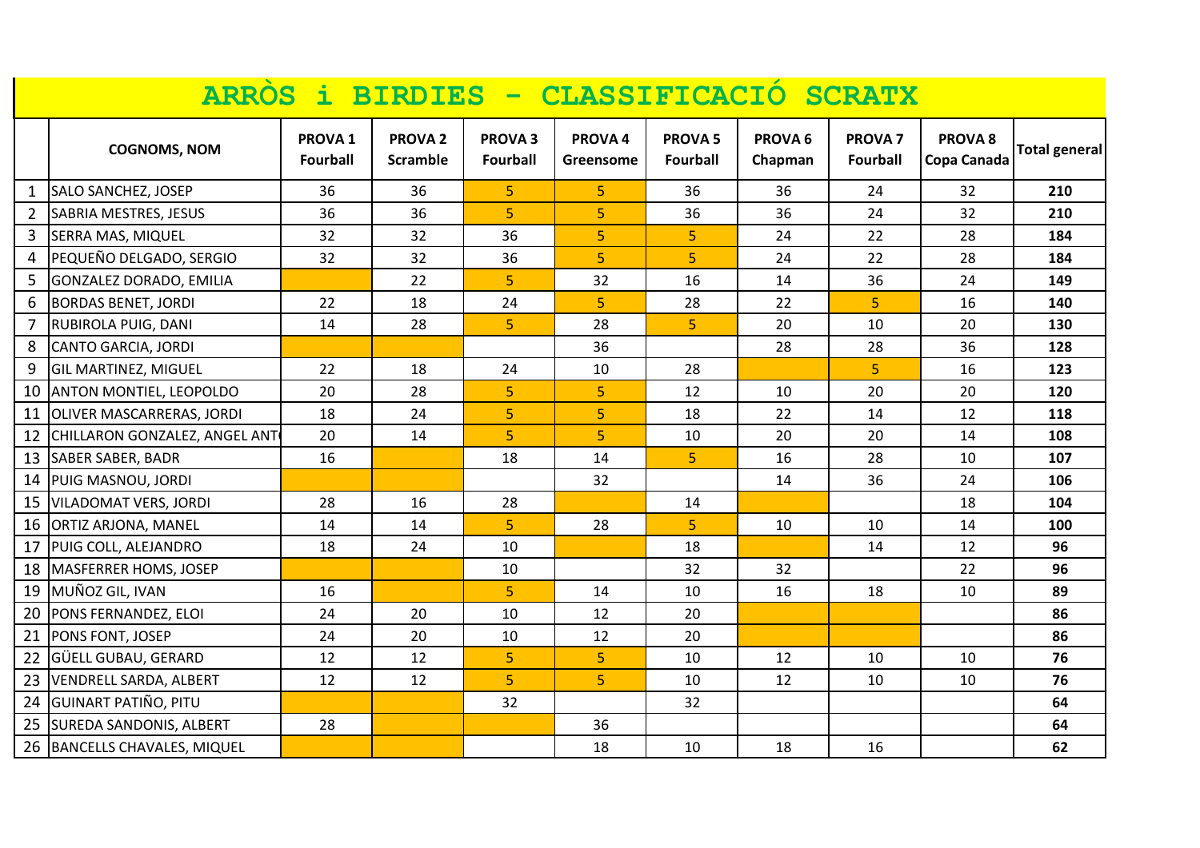# ARRÒS i BIRDIES - CLASSIFICACIÓ SCRATX

| | COGNOMS, NOM | PROVA 1 Fourball | PROVA 2 Scramble | PROVA 3 Fourball | PROVA 4 Greensome | PROVA 5 Fourball | PROVA 6 Chapman | PROVA 7 Fourball | PROVA 8 Copa Canada | Total general |
|---|---|---|---|---|---|---|---|---|---|---|
| 1 | SALO SANCHEZ, JOSEP | 36 | 36 | 5 | 5 | 36 | 36 | 24 | 32 | **210** |
| 2 | SABRIA MESTRES, JESUS | 36 | 36 | 5 | 5 | 36 | 36 | 24 | 32 | **210** |
| 3 | SERRA MAS, MIQUEL | 32 | 32 | 36 | 5 | 5 | 24 | 22 | 28 | **184** |
| 4 | PEQUEÑO DELGADO, SERGIO | 32 | 32 | 36 | 5 | 5 | 24 | 22 | 28 | **184** |
| 5 | GONZALEZ DORADO, EMILIA | | 22 | 5 | 32 | 16 | 14 | 36 | 24 | **149** |
| 6 | BORDAS BENET, JORDI | 22 | 18 | 24 | 5 | 28 | 22 | 5 | 16 | **140** |
| 7 | RUBIROLA PUIG, DANI | 14 | 28 | 5 | 28 | 5 | 20 | 10 | 20 | **130** |
| 8 | CANTO GARCIA, JORDI | | | | 36 | | 28 | 28 | 36 | **128** |
| 9 | GIL MARTINEZ, MIGUEL | 22 | 18 | 24 | 10 | 28 | | 5 | 16 | **123** |
| 10 | ANTON MONTIEL, LEOPOLDO | 20 | 28 | 5 | 5 | 12 | 10 | 20 | 20 | **120** |
| 11 | OLIVER MASCARRERAS, JORDI | 18 | 24 | 5 | 5 | 18 | 22 | 14 | 12 | **118** |
| 12 | CHILLARON GONZALEZ, ANGEL ANT | 20 | 14 | 5 | 5 | 10 | 20 | 20 | 14 | **108** |
| 13 | SABER SABER, BADR | 16 | | 18 | 14 | 5 | 16 | 28 | 10 | **107** |
| 14 | PUIG MASNOU, JORDI | | | | 32 | | 14 | 36 | 24 | **106** |
| 15 | VILADOMAT VERS, JORDI | 28 | 16 | 28 | | 14 | | | 18 | **104** |
| 16 | ORTIZ ARJONA, MANEL | 14 | 14 | 5 | 28 | 5 | 10 | 10 | 14 | **100** |
| 17 | PUIG COLL, ALEJANDRO | 18 | 24 | 10 | | 18 | | 14 | 12 | **96** |
| 18 | MASFERRER HOMS, JOSEP | | | 10 | | 32 | 32 | | 22 | **96** |
| 19 | MUÑOZ GIL, IVAN | 16 | | 5 | 14 | 10 | 16 | 18 | 10 | **89** |
| 20 | PONS FERNANDEZ, ELOI | 24 | 20 | 10 | 12 | 20 | | | | **86** |
| 21 | PONS FONT, JOSEP | 24 | 20 | 10 | 12 | 20 | | | | **86** |
| 22 | GÜELL GUBAU, GERARD | 12 | 12 | 5 | 5 | 10 | 12 | 10 | 10 | **76** |
| 23 | VENDRELL SARDA, ALBERT | 12 | 12 | 5 | 5 | 10 | 12 | 10 | 10 | **76** |
| 24 | GUINART PATIÑO, PITU | | | 32 | | 32 | | | | **64** |
| 25 | SUREDA SANDONIS, ALBERT | 28 | | | 36 | | | | | **64** |
| 26 | BANCELLS CHAVALES, MIQUEL | | | | 18 | 10 | 18 | 16 | | **62** |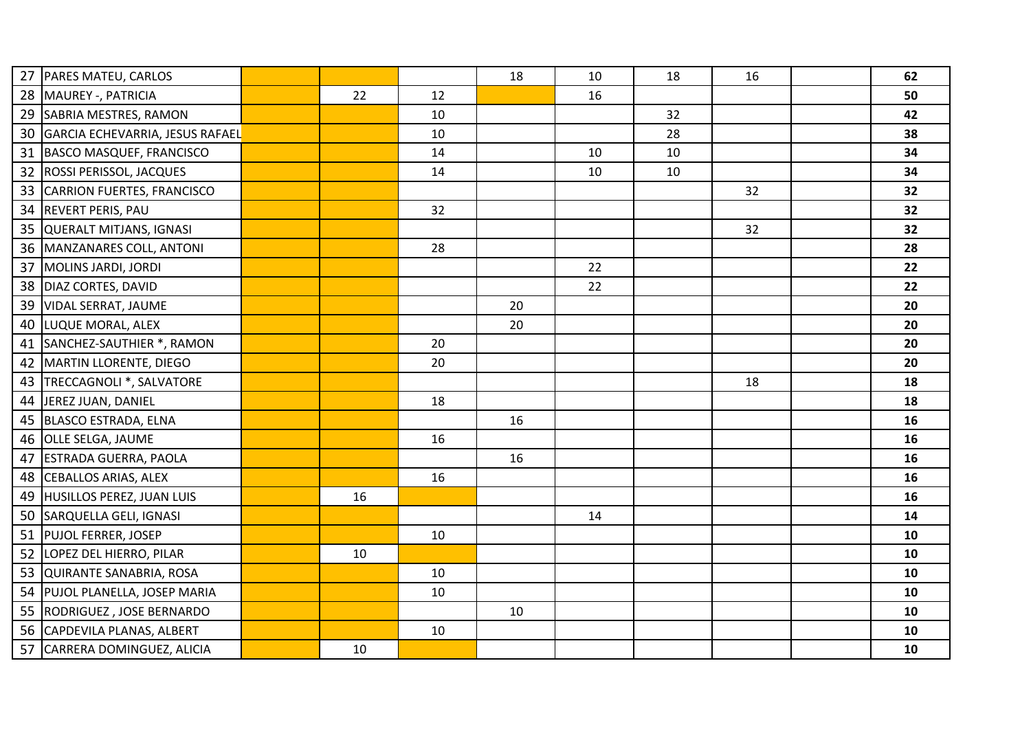| | | | | | | | | | | |
|---|---|---|---|---|---|---|---|---|---|---|
| 27 | PARES MATEU, CARLOS | | | | 18 | 10 | 18 | 16 | | **62** |
| 28 | MAUREY -, PATRICIA | | 22 | 12 | | 16 | | | | **50** |
| 29 | SABRIA MESTRES, RAMON | | | 10 | | | 32 | | | **42** |
| 30 | GARCIA ECHEVARRIA, JESUS RAFAEL | | | 10 | | | 28 | | | **38** |
| 31 | BASCO MASQUEF, FRANCISCO | | | 14 | | 10 | 10 | | | **34** |
| 32 | ROSSI PERISSOL, JACQUES | | | 14 | | 10 | 10 | | | **34** |
| 33 | CARRION FUERTES, FRANCISCO | | | | | | | 32 | | **32** |
| 34 | REVERT PERIS, PAU | | | 32 | | | | | | **32** |
| 35 | QUERALT MITJANS, IGNASI | | | | | | | 32 | | **32** |
| 36 | MANZANARES COLL, ANTONI | | | 28 | | | | | | **28** |
| 37 | MOLINS JARDI, JORDI | | | | | 22 | | | | **22** |
| 38 | DIAZ CORTES, DAVID | | | | | 22 | | | | **22** |
| 39 | VIDAL SERRAT, JAUME | | | | 20 | | | | | **20** |
| 40 | LUQUE MORAL, ALEX | | | | 20 | | | | | **20** |
| 41 | SANCHEZ-SAUTHIER *, RAMON | | | 20 | | | | | | **20** |
| 42 | MARTIN LLORENTE, DIEGO | | | 20 | | | | | | **20** |
| 43 | TRECCAGNOLI *, SALVATORE | | | | | | | 18 | | **18** |
| 44 | JEREZ JUAN, DANIEL | | | 18 | | | | | | **18** |
| 45 | BLASCO ESTRADA, ELNA | | | | 16 | | | | | **16** |
| 46 | OLLE SELGA, JAUME | | | 16 | | | | | | **16** |
| 47 | ESTRADA GUERRA, PAOLA | | | | 16 | | | | | **16** |
| 48 | CEBALLOS ARIAS, ALEX | | | 16 | | | | | | **16** |
| 49 | HUSILLOS PEREZ, JUAN LUIS | | 16 | | | | | | | **16** |
| 50 | SARQUELLA GELI, IGNASI | | | | | 14 | | | | **14** |
| 51 | PUJOL FERRER, JOSEP | | | 10 | | | | | | **10** |
| 52 | LOPEZ DEL HIERRO, PILAR | | 10 | | | | | | | **10** |
| 53 | QUIRANTE SANABRIA, ROSA | | | 10 | | | | | | **10** |
| 54 | PUJOL PLANELLA, JOSEP MARIA | | | 10 | | | | | | **10** |
| 55 | RODRIGUEZ , JOSE BERNARDO | | | | 10 | | | | | **10** |
| 56 | CAPDEVILA PLANAS, ALBERT | | | 10 | | | | | | **10** |
| 57 | CARRERA DOMINGUEZ, ALICIA | | 10 | | | | | | | **10** |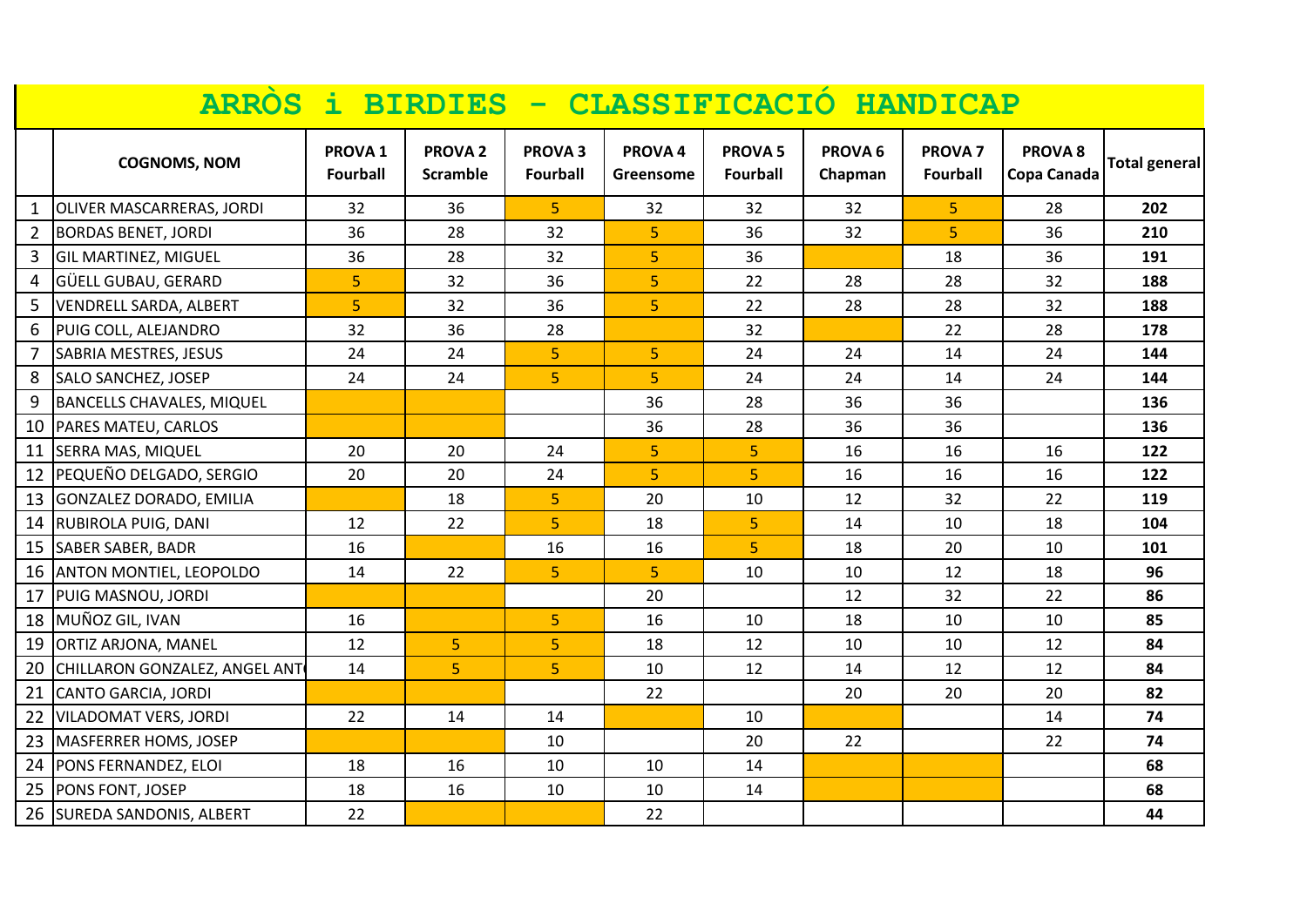# ARRÒS i BIRDIES - CLASSIFICACIÓ HANDICAP

| | COGNOMS, NOM | PROVA 1 Fourball | PROVA 2 Scramble | PROVA 3 Fourball | PROVA 4 Greensome | PROVA 5 Fourball | PROVA 6 Chapman | PROVA 7 Fourball | PROVA 8 Copa Canada | Total general |
|---|---|---|---|---|---|---|---|---|---|---|
| 1 | OLIVER MASCARRERAS, JORDI | 32 | 36 | 5 | 32 | 32 | 32 | 5 | 28 | **202** |
| 2 | BORDAS BENET, JORDI | 36 | 28 | 32 | 5 | 36 | 32 | 5 | 36 | **210** |
| 3 | GIL MARTINEZ, MIGUEL | 36 | 28 | 32 | 5 | 36 | | 18 | 36 | **191** |
| 4 | GÜELL GUBAU, GERARD | 5 | 32 | 36 | 5 | 22 | 28 | 28 | 32 | **188** |
| 5 | VENDRELL SARDA, ALBERT | 5 | 32 | 36 | 5 | 22 | 28 | 28 | 32 | **188** |
| 6 | PUIG COLL, ALEJANDRO | 32 | 36 | 28 | | 32 | | 22 | 28 | **178** |
| 7 | SABRIA MESTRES, JESUS | 24 | 24 | 5 | 5 | 24 | 24 | 14 | 24 | **144** |
| 8 | SALO SANCHEZ, JOSEP | 24 | 24 | 5 | 5 | 24 | 24 | 14 | 24 | **144** |
| 9 | BANCELLS CHAVALES, MIQUEL | | | | 36 | 28 | 36 | 36 | | **136** |
| 10 | PARES MATEU, CARLOS | | | | 36 | 28 | 36 | 36 | | **136** |
| 11 | SERRA MAS, MIQUEL | 20 | 20 | 24 | 5 | 5 | 16 | 16 | 16 | **122** |
| 12 | PEQUEÑO DELGADO, SERGIO | 20 | 20 | 24 | 5 | 5 | 16 | 16 | 16 | **122** |
| 13 | GONZALEZ DORADO, EMILIA | | 18 | 5 | 20 | 10 | 12 | 32 | 22 | **119** |
| 14 | RUBIROLA PUIG, DANI | 12 | 22 | 5 | 18 | 5 | 14 | 10 | 18 | **104** |
| 15 | SABER SABER, BADR | 16 | | 16 | 16 | 5 | 18 | 20 | 10 | **101** |
| 16 | ANTON MONTIEL, LEOPOLDO | 14 | 22 | 5 | 5 | 10 | 10 | 12 | 18 | **96** |
| 17 | PUIG MASNOU, JORDI | | | | 20 | | 12 | 32 | 22 | **86** |
| 18 | MUÑOZ GIL, IVAN | 16 | | 5 | 16 | 10 | 18 | 10 | 10 | **85** |
| 19 | ORTIZ ARJONA, MANEL | 12 | 5 | 5 | 18 | 12 | 10 | 10 | 12 | **84** |
| 20 | CHILLARON GONZALEZ, ANGEL ANT | 14 | 5 | 5 | 10 | 12 | 14 | 12 | 12 | **84** |
| 21 | CANTO GARCIA, JORDI | | | | 22 | | 20 | 20 | 20 | **82** |
| 22 | VILADOMAT VERS, JORDI | 22 | 14 | 14 | | 10 | | | 14 | **74** |
| 23 | MASFERRER HOMS, JOSEP | | | 10 | | 20 | 22 | | 22 | **74** |
| 24 | PONS FERNANDEZ, ELOI | 18 | 16 | 10 | 10 | 14 | | | | **68** |
| 25 | PONS FONT, JOSEP | 18 | 16 | 10 | 10 | 14 | | | | **68** |
| 26 | SUREDA SANDONIS, ALBERT | 22 | | | 22 | | | | | **44** |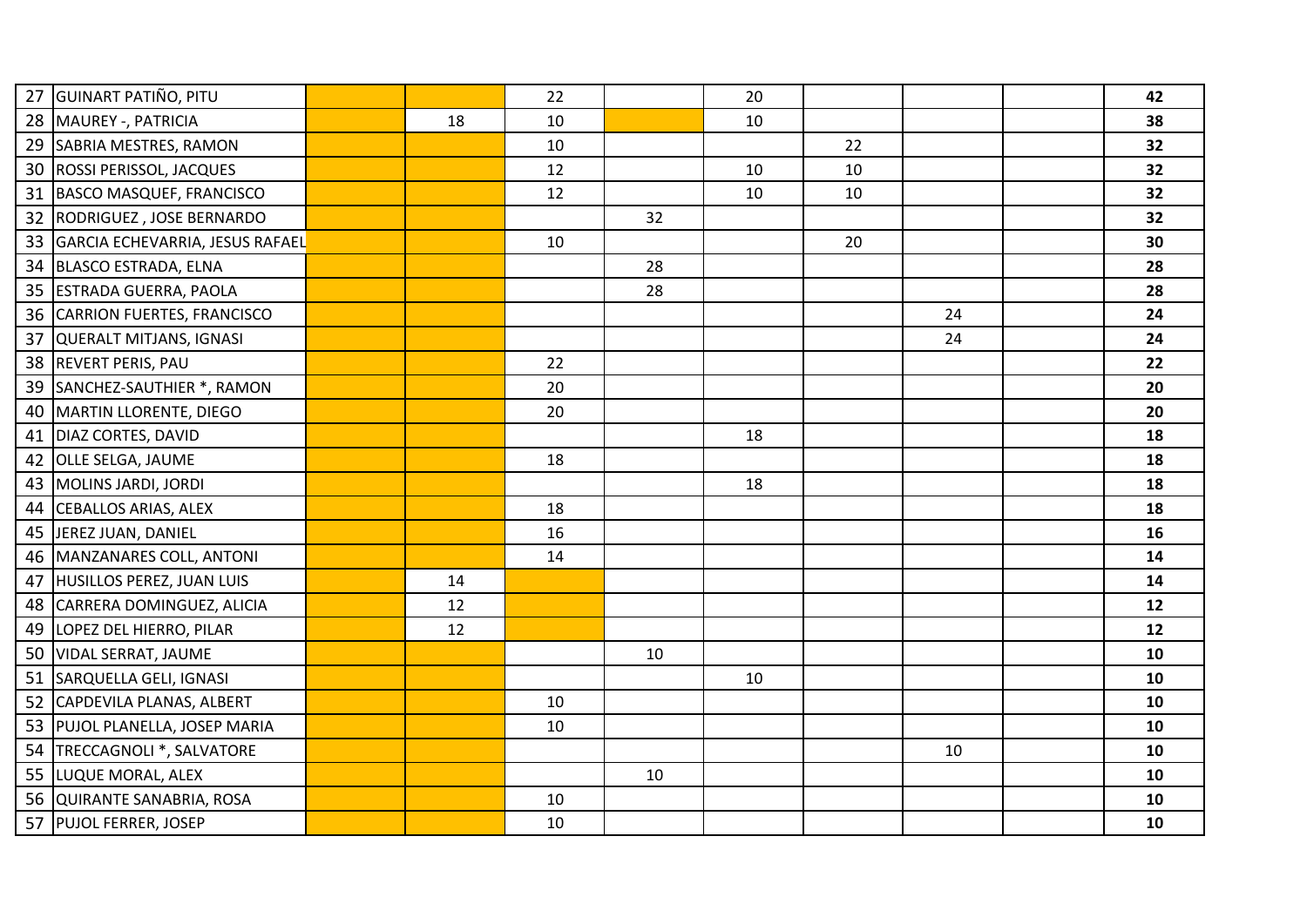| | | | | | | | | | | |
|---|---|---|---|---|---|---|---|---|---|---|
| 27 | GUINART PATIÑO, PITU | | | 22 | | 20 | | | | **42** |
| 28 | MAUREY -, PATRICIA | | 18 | 10 | | 10 | | | | **38** |
| 29 | SABRIA MESTRES, RAMON | | | 10 | | | 22 | | | **32** |
| 30 | ROSSI PERISSOL, JACQUES | | | 12 | | 10 | 10 | | | **32** |
| 31 | BASCO MASQUEF, FRANCISCO | | | 12 | | 10 | 10 | | | **32** |
| 32 | RODRIGUEZ , JOSE BERNARDO | | | | 32 | | | | | **32** |
| 33 | GARCIA ECHEVARRIA, JESUS RAFAEL | | | 10 | | | 20 | | | **30** |
| 34 | BLASCO ESTRADA, ELNA | | | | 28 | | | | | **28** |
| 35 | ESTRADA GUERRA, PAOLA | | | | 28 | | | | | **28** |
| 36 | CARRION FUERTES, FRANCISCO | | | | | | | 24 | | **24** |
| 37 | QUERALT MITJANS, IGNASI | | | | | | | 24 | | **24** |
| 38 | REVERT PERIS, PAU | | | 22 | | | | | | **22** |
| 39 | SANCHEZ-SAUTHIER *, RAMON | | | 20 | | | | | | **20** |
| 40 | MARTIN LLORENTE, DIEGO | | | 20 | | | | | | **20** |
| 41 | DIAZ CORTES, DAVID | | | | | 18 | | | | **18** |
| 42 | OLLE SELGA, JAUME | | | 18 | | | | | | **18** |
| 43 | MOLINS JARDI, JORDI | | | | | 18 | | | | **18** |
| 44 | CEBALLOS ARIAS, ALEX | | | 18 | | | | | | **18** |
| 45 | JEREZ JUAN, DANIEL | | | 16 | | | | | | **16** |
| 46 | MANZANARES COLL, ANTONI | | | 14 | | | | | | **14** |
| 47 | HUSILLOS PEREZ, JUAN LUIS | | 14 | | | | | | | **14** |
| 48 | CARRERA DOMINGUEZ, ALICIA | | 12 | | | | | | | **12** |
| 49 | LOPEZ DEL HIERRO, PILAR | | 12 | | | | | | | **12** |
| 50 | VIDAL SERRAT, JAUME | | | | 10 | | | | | **10** |
| 51 | SARQUELLA GELI, IGNASI | | | | | 10 | | | | **10** |
| 52 | CAPDEVILA PLANAS, ALBERT | | | 10 | | | | | | **10** |
| 53 | PUJOL PLANELLA, JOSEP MARIA | | | 10 | | | | | | **10** |
| 54 | TRECCAGNOLI *, SALVATORE | | | | | | | 10 | | **10** |
| 55 | LUQUE MORAL, ALEX | | | | 10 | | | | | **10** |
| 56 | QUIRANTE SANABRIA, ROSA | | | 10 | | | | | | **10** |
| 57 | PUJOL FERRER, JOSEP | | | 10 | | | | | | **10** |